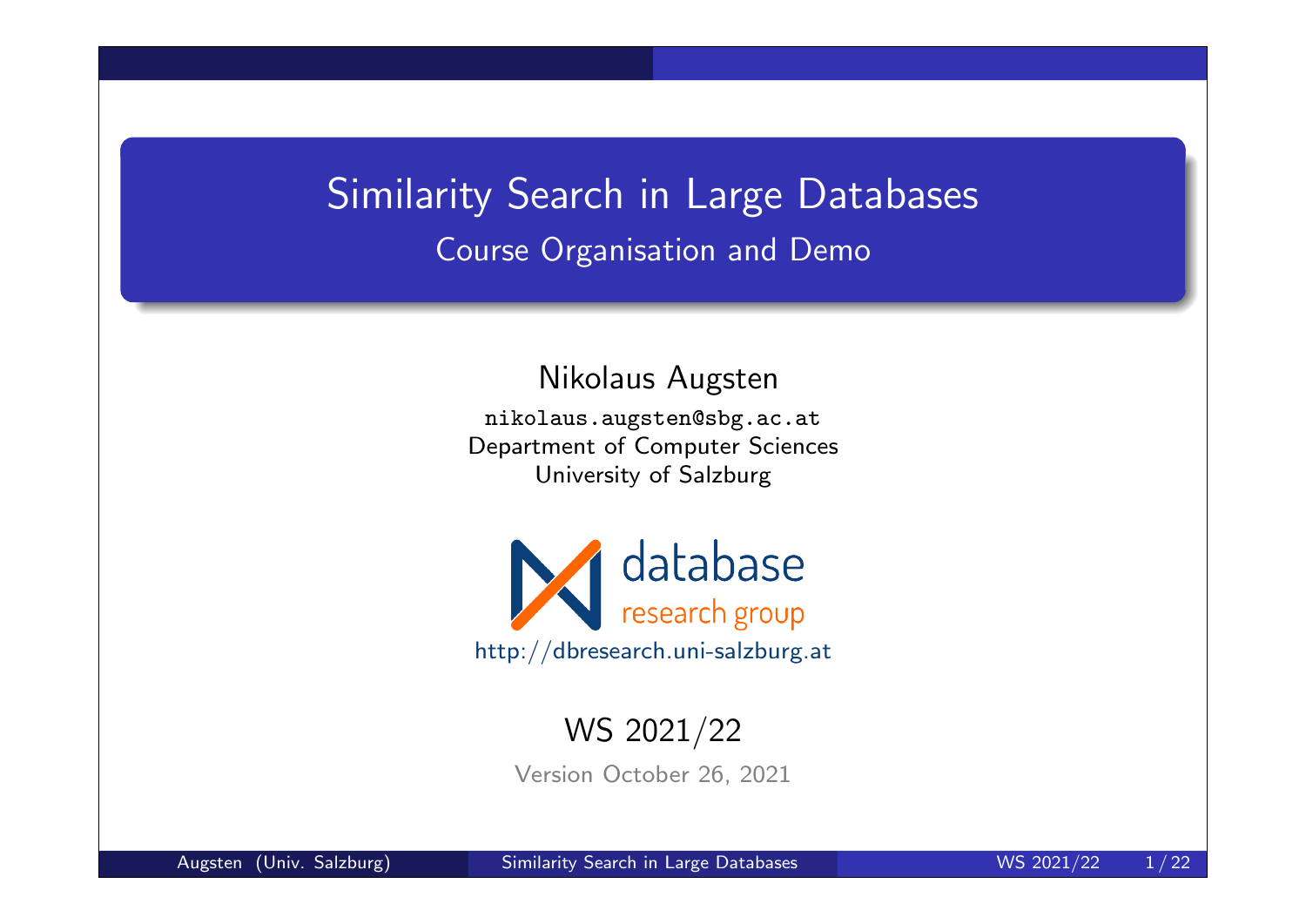# Similarity Search in Large Databases

## Course Organisation and Demo

Nikolaus Augsten

nikolaus.augsten@sbg.ac.at
Department of Computer Sciences
University of Salzburg

database research group
http://dbresearch.uni-salzburg.at

WS 2021/22

Version October 26, 2021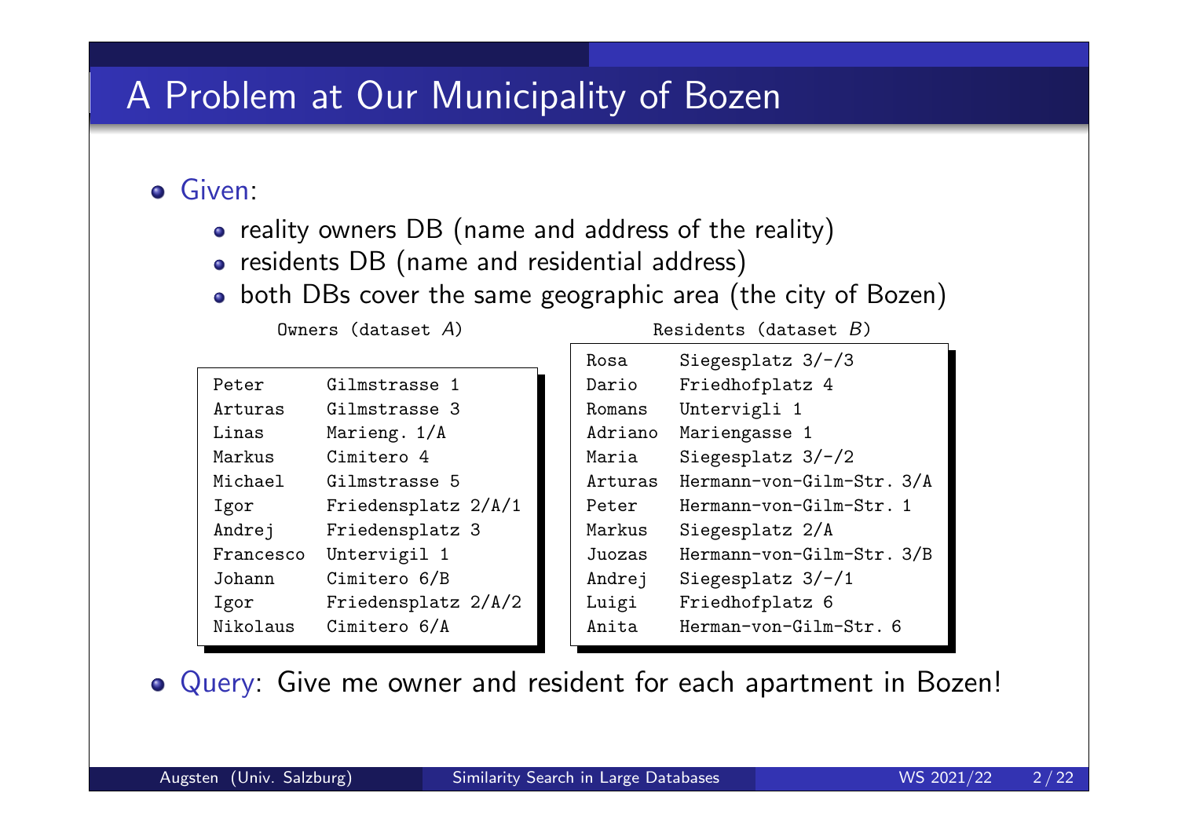# A Problem at Our Municipality of Bozen

- Given:
  - reality owners DB (name and address of the reality)
  - residents DB (name and residential address)
  - both DBs cover the same geographic area (the city of Bozen)

Owners (dataset $A$)

| | |
|---|---|
| Peter | Gilmstrasse 1 |
| Arturas | Gilmstrasse 3 |
| Linas | Marieng. 1/A |
| Markus | Cimitero 4 |
| Michael | Gilmstrasse 5 |
| Igor | Friedensplatz 2/A/1 |
| Andrej | Friedensplatz 3 |
| Francesco | Untervigil 1 |
| Johann | Cimitero 6/B |
| Igor | Friedensplatz 2/A/2 |
| Nikolaus | Cimitero 6/A |

Residents (dataset $B$)

| | |
|---|---|
| Rosa | Siegesplatz 3/-/3 |
| Dario | Friedhofplatz 4 |
| Romans | Untervigli 1 |
| Adriano | Mariengasse 1 |
| Maria | Siegesplatz 3/-/2 |
| Arturas | Hermann-von-Gilm-Str. 3/A |
| Peter | Hermann-von-Gilm-Str. 1 |
| Markus | Siegesplatz 2/A |
| Juozas | Hermann-von-Gilm-Str. 3/B |
| Andrej | Siegesplatz 3/-/1 |
| Luigi | Friedhofplatz 6 |
| Anita | Herman-von-Gilm-Str. 6 |

- Query: Give me owner and resident for each apartment in Bozen!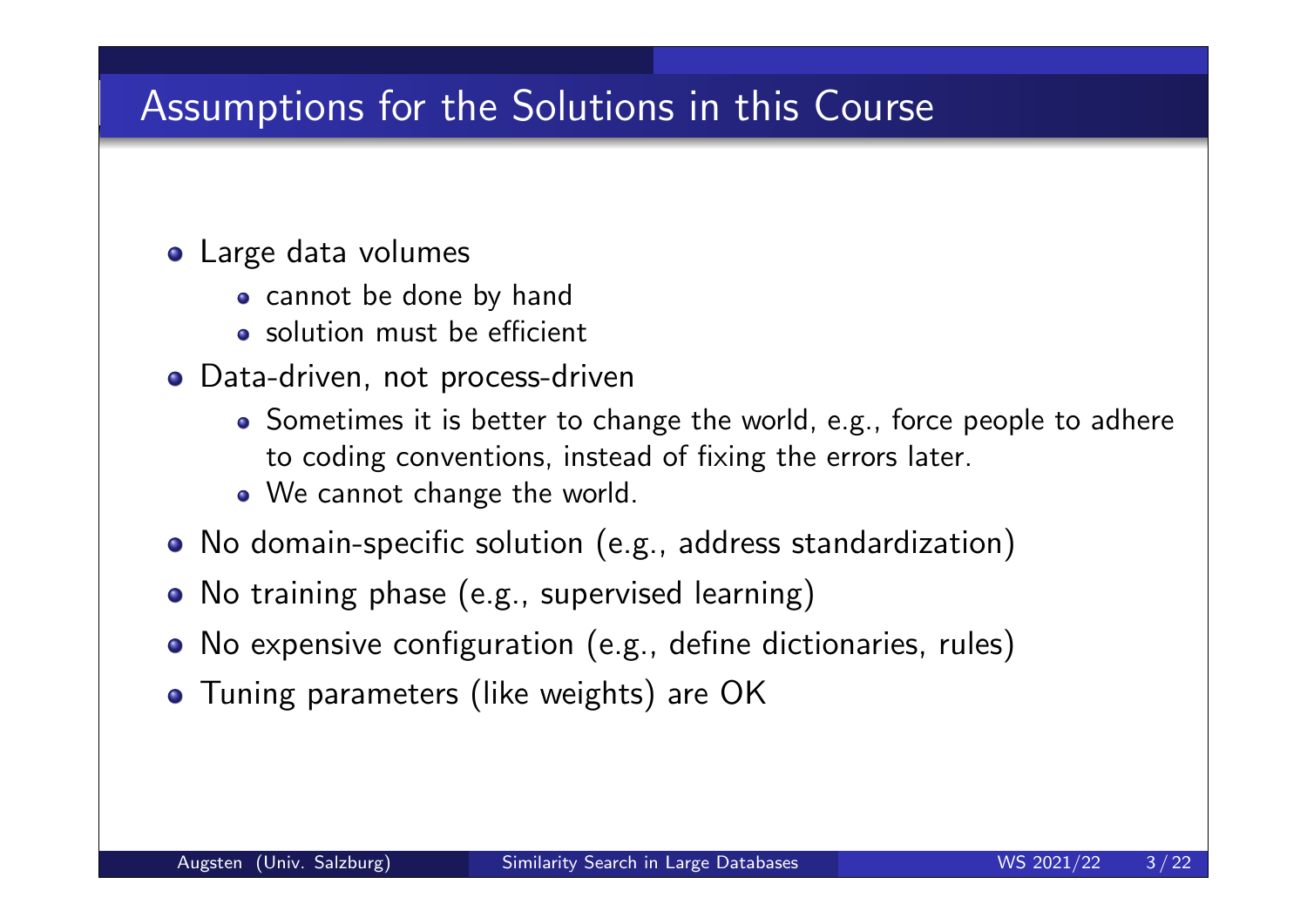# Assumptions for the Solutions in this Course

- Large data volumes
  - cannot be done by hand
  - solution must be efficient
- Data-driven, not process-driven
  - Sometimes it is better to change the world, e.g., force people to adhere to coding conventions, instead of fixing the errors later.
  - We cannot change the world.
- No domain-specific solution (e.g., address standardization)
- No training phase (e.g., supervised learning)
- No expensive configuration (e.g., define dictionaries, rules)
- Tuning parameters (like weights) are OK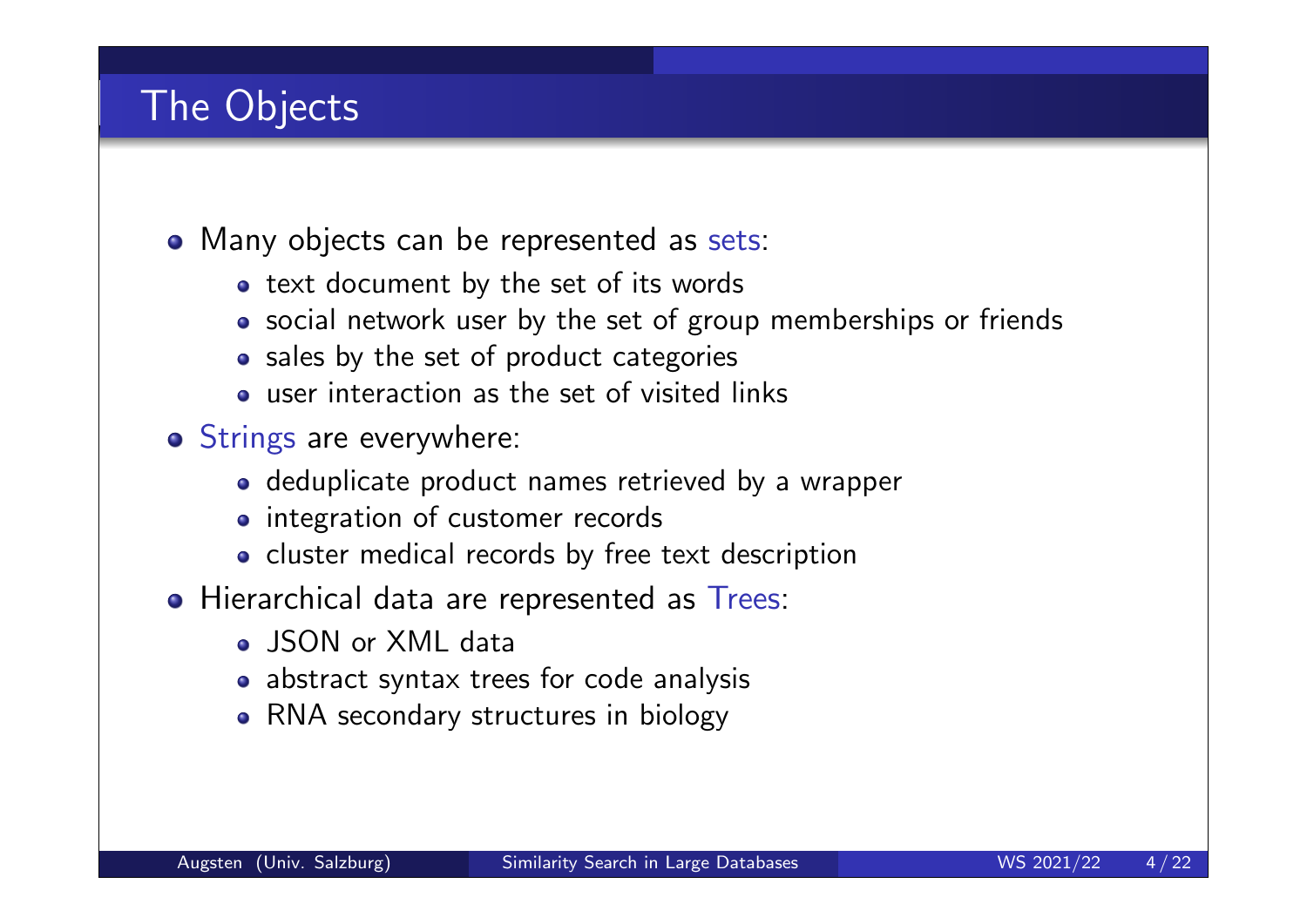# The Objects

- Many objects can be represented as sets:
  - text document by the set of its words
  - social network user by the set of group memberships or friends
  - sales by the set of product categories
  - user interaction as the set of visited links
- Strings are everywhere:
  - deduplicate product names retrieved by a wrapper
  - integration of customer records
  - cluster medical records by free text description
- Hierarchical data are represented as Trees:
  - JSON or XML data
  - abstract syntax trees for code analysis
  - RNA secondary structures in biology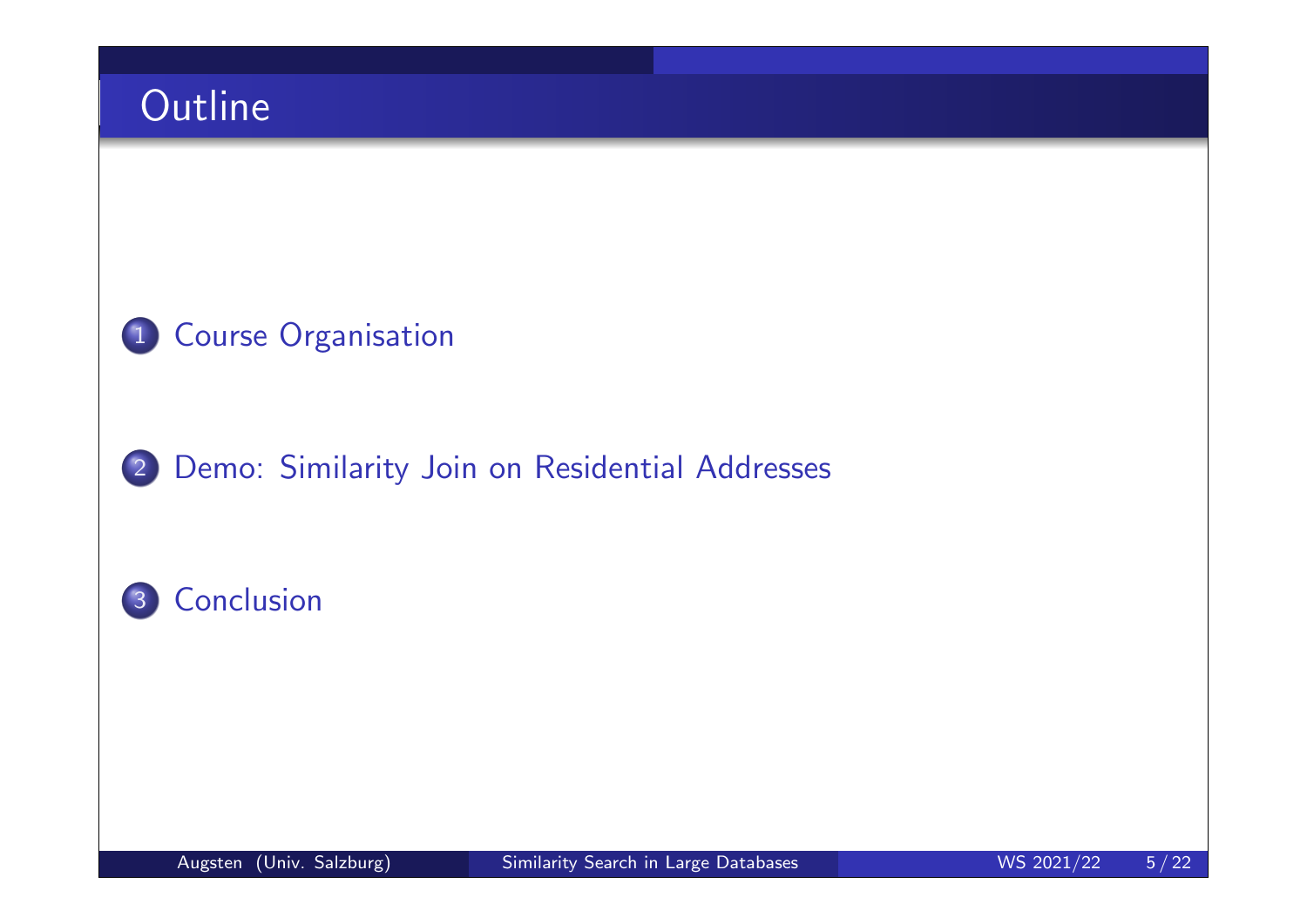# Outline

1. Course Organisation
2. Demo: Similarity Join on Residential Addresses
3. Conclusion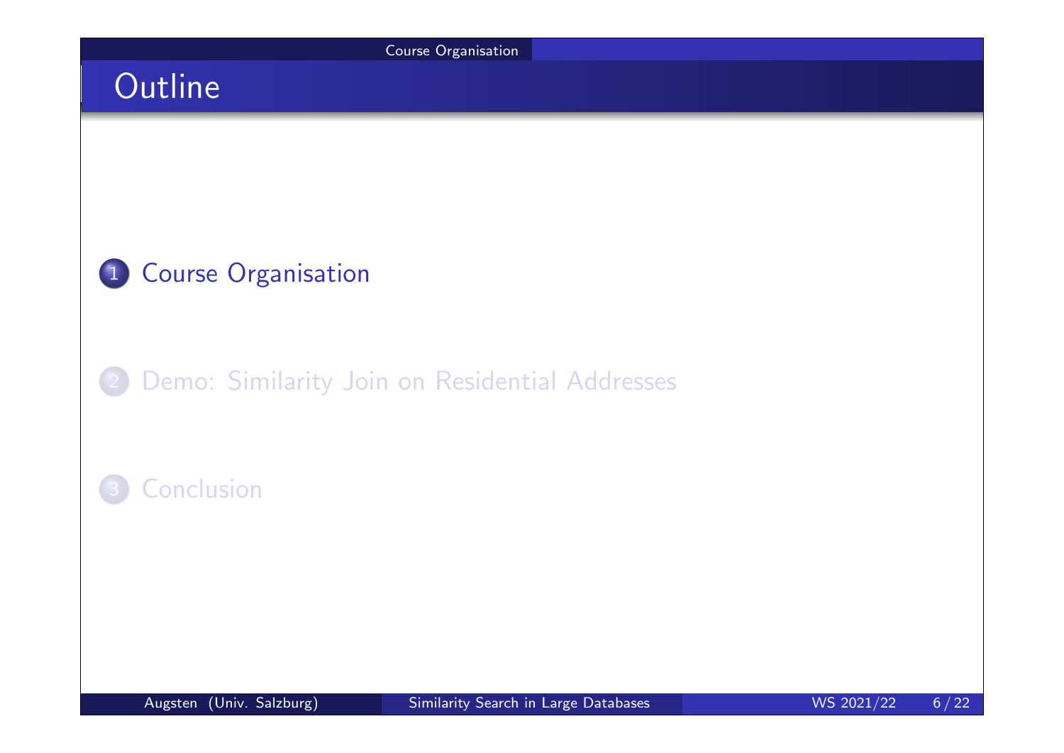# Outline

1. Course Organisation
2. Demo: Similarity Join on Residential Addresses
3. Conclusion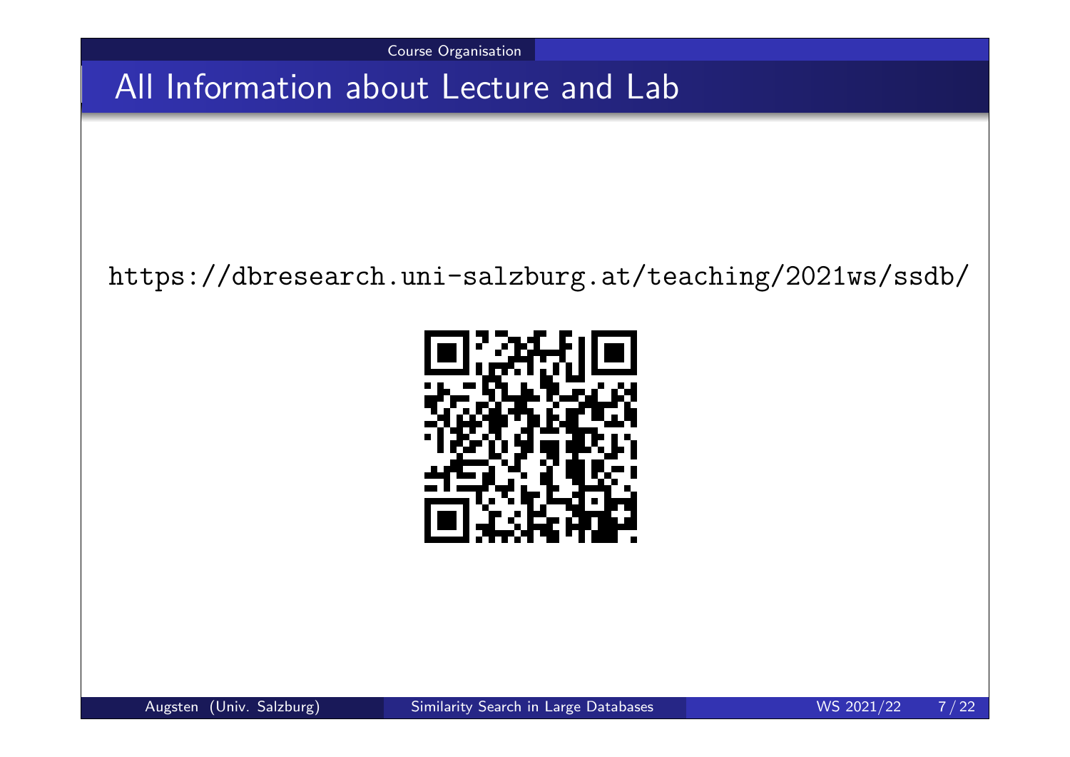## All Information about Lecture and Lab

https://dbresearch.uni-salzburg.at/teaching/2021ws/ssdb/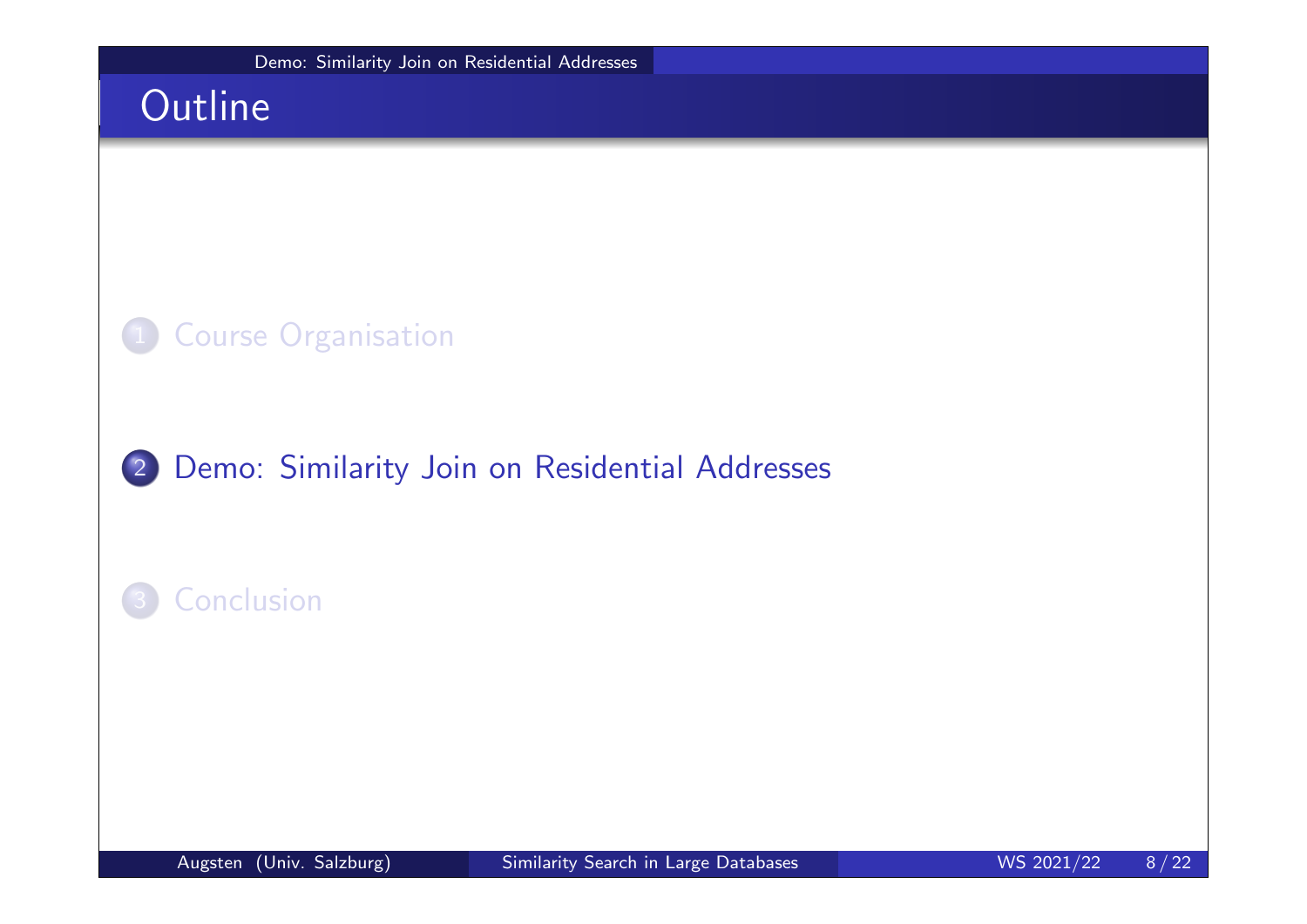# Outline

1. Course Organisation
2. Demo: Similarity Join on Residential Addresses
3. Conclusion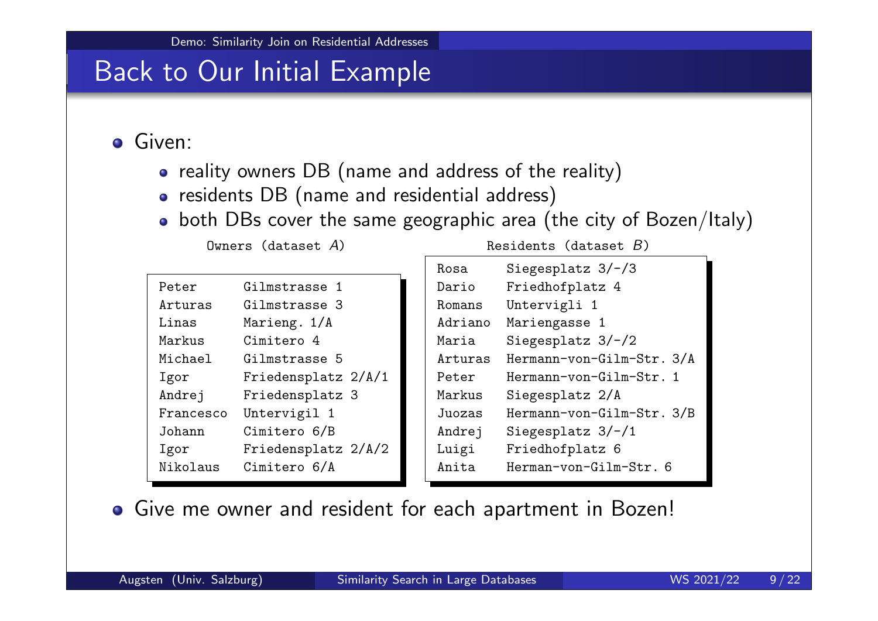## Back to Our Initial Example

- Given:
  - reality owners DB (name and address of the reality)
  - residents DB (name and residential address)
  - both DBs cover the same geographic area (the city of Bozen/Italy)

Owners (dataset $A$)

| | |
|---|---|
| Peter | Gilmstrasse 1 |
| Arturas | Gilmstrasse 3 |
| Linas | Marieng. 1/A |
| Markus | Cimitero 4 |
| Michael | Gilmstrasse 5 |
| Igor | Friedensplatz 2/A/1 |
| Andrej | Friedensplatz 3 |
| Francesco | Untervigil 1 |
| Johann | Cimitero 6/B |
| Igor | Friedensplatz 2/A/2 |
| Nikolaus | Cimitero 6/A |

Residents (dataset $B$)

| | |
|---|---|
| Rosa | Siegesplatz 3/-/3 |
| Dario | Friedhofplatz 4 |
| Romans | Untervigli 1 |
| Adriano | Mariengasse 1 |
| Maria | Siegesplatz 3/-/2 |
| Arturas | Hermann-von-Gilm-Str. 3/A |
| Peter | Hermann-von-Gilm-Str. 1 |
| Markus | Siegesplatz 2/A |
| Juozas | Hermann-von-Gilm-Str. 3/B |
| Andrej | Siegesplatz 3/-/1 |
| Luigi | Friedhofplatz 6 |
| Anita | Herman-von-Gilm-Str. 6 |

- Give me owner and resident for each apartment in Bozen!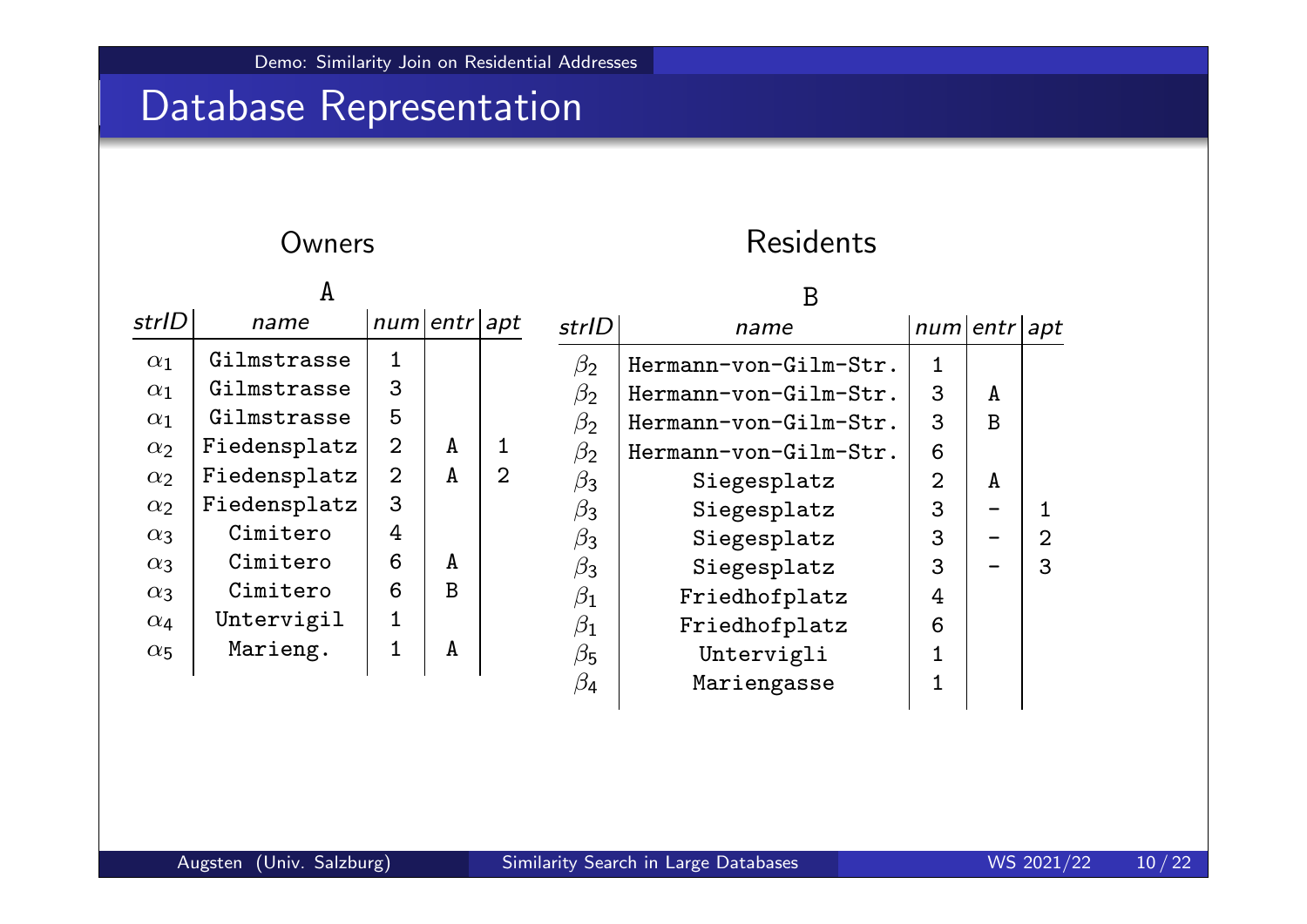# Database Representation

**Owners**

A

| strID | name | num | entr | apt |
|---|---|---|---|---|
| $\alpha_1$ | Gilmstrasse | 1 | | |
| $\alpha_1$ | Gilmstrasse | 3 | | |
| $\alpha_1$ | Gilmstrasse | 5 | | |
| $\alpha_2$ | Fiedensplatz | 2 | A | 1 |
| $\alpha_2$ | Fiedensplatz | 2 | A | 2 |
| $\alpha_2$ | Fiedensplatz | 3 | | |
| $\alpha_3$ | Cimitero | 4 | | |
| $\alpha_3$ | Cimitero | 6 | A | |
| $\alpha_3$ | Cimitero | 6 | B | |
| $\alpha_4$ | Untervigil | 1 | | |
| $\alpha_5$ | Marieng. | 1 | A | |

**Residents**

B

| strID | name | num | entr | apt |
|---|---|---|---|---|
| $\beta_2$ | Hermann-von-Gilm-Str. | 1 | | |
| $\beta_2$ | Hermann-von-Gilm-Str. | 3 | A | |
| $\beta_2$ | Hermann-von-Gilm-Str. | 3 | B | |
| $\beta_2$ | Hermann-von-Gilm-Str. | 6 | | |
| $\beta_3$ | Siegesplatz | 2 | A | |
| $\beta_3$ | Siegesplatz | 3 | - | 1 |
| $\beta_3$ | Siegesplatz | 3 | - | 2 |
| $\beta_3$ | Siegesplatz | 3 | - | 3 |
| $\beta_1$ | Friedhofplatz | 4 | | |
| $\beta_1$ | Friedhofplatz | 6 | | |
| $\beta_5$ | Untervigli | 1 | | |
| $\beta_4$ | Mariengasse | 1 | | |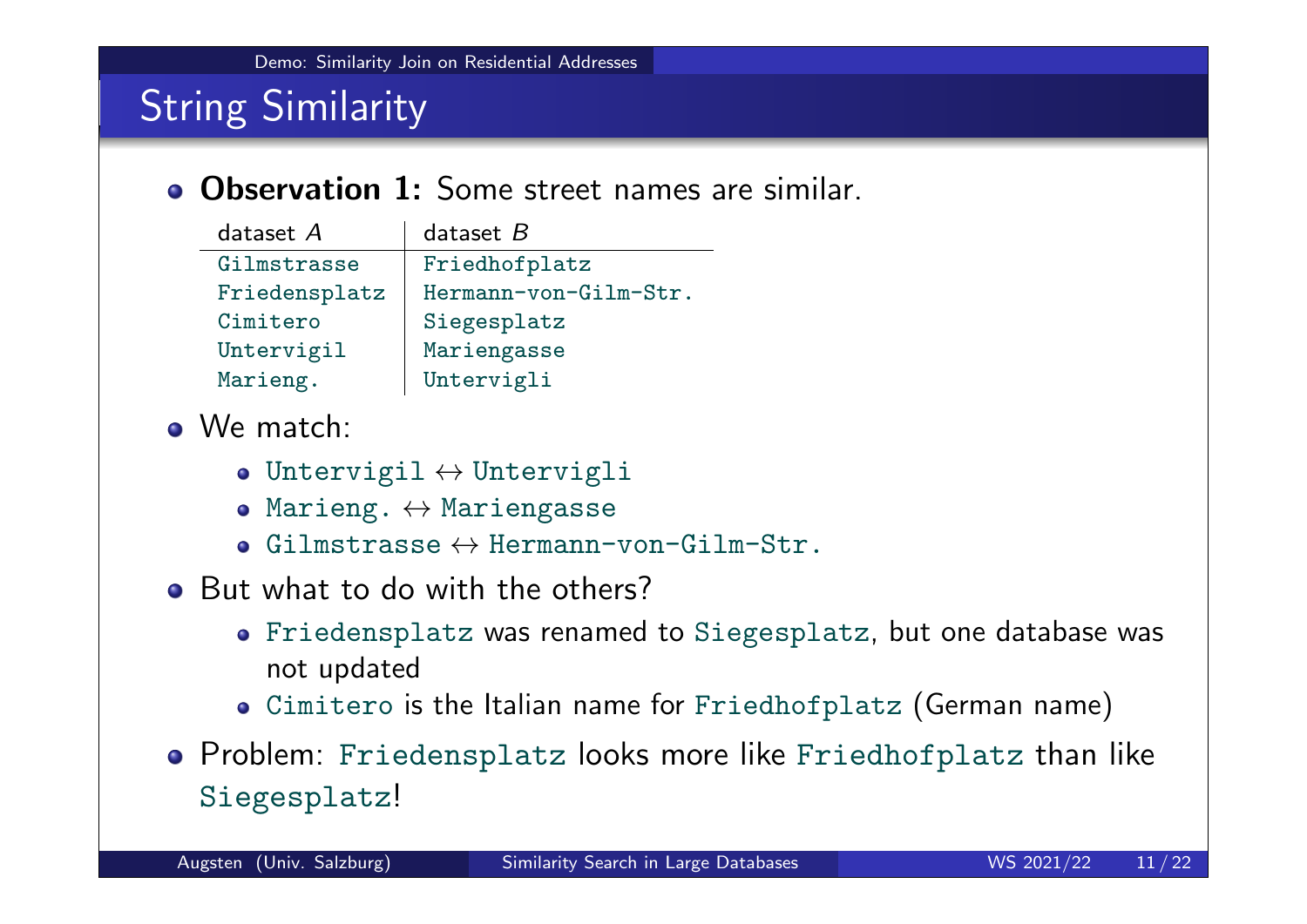## String Similarity

- **Observation 1:** Some street names are similar.

| dataset $A$ | dataset $B$ |
|---|---|
| `Gilmstrasse` | `Friedhofplatz` |
| `Friedensplatz` | `Hermann-von-Gilm-Str.` |
| `Cimitero` | `Siegesplatz` |
| `Untervigil` | `Mariengasse` |
| `Marieng.` | `Untervigli` |

- We match:
  - `Untervigil` ↔ `Untervigli`
  - `Marieng.` ↔ `Mariengasse`
  - `Gilmstrasse` ↔ `Hermann-von-Gilm-Str.`
- But what to do with the others?
  - `Friedensplatz` was renamed to `Siegesplatz`, but one database was not updated
  - `Cimitero` is the Italian name for `Friedhofplatz` (German name)
- Problem: `Friedensplatz` looks more like `Friedhofplatz` than like `Siegesplatz`!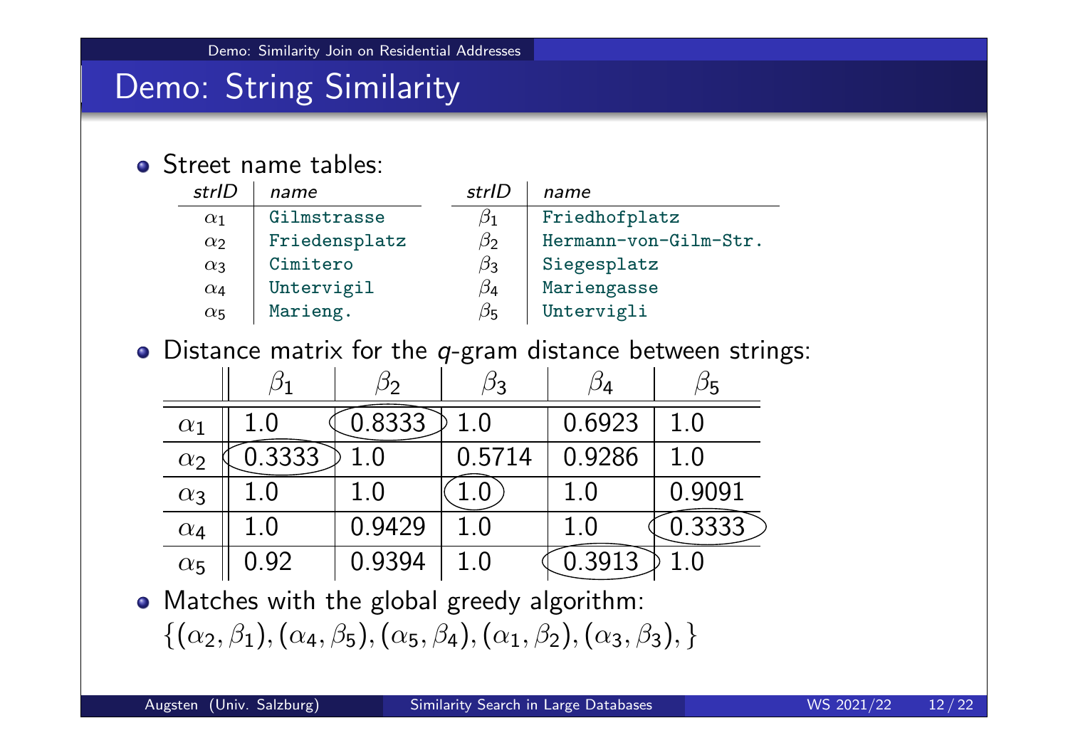# Demo: String Similarity

- Street name tables:

| *strID* | *name* |
|---|---|
| $\alpha_1$ | `Gilmstrasse` |
| $\alpha_2$ | `Friedensplatz` |
| $\alpha_3$ | `Cimitero` |
| $\alpha_4$ | `Untervigil` |
| $\alpha_5$ | `Marieng.` |

| *strID* | *name* |
|---|---|
| $\beta_1$ | `Friedhofplatz` |
| $\beta_2$ | `Hermann-von-Gilm-Str.` |
| $\beta_3$ | `Siegesplatz` |
| $\beta_4$ | `Mariengasse` |
| $\beta_5$ | `Untervigli` |

- Distance matrix for the *q*-gram distance between strings:

| | $\beta_1$ | $\beta_2$ | $\beta_3$ | $\beta_4$ | $\beta_5$ |
|---|---|---|---|---|---|
| $\alpha_1$ | 1.0 | 0.8333 | 1.0 | 0.6923 | 1.0 |
| $\alpha_2$ | 0.3333 | 1.0 | 0.5714 | 0.9286 | 1.0 |
| $\alpha_3$ | 1.0 | 1.0 | 1.0 | 1.0 | 0.9091 |
| $\alpha_4$ | 1.0 | 0.9429 | 1.0 | 1.0 | 0.3333 |
| $\alpha_5$ | 0.92 | 0.9394 | 1.0 | 0.3913 | 1.0 |

- Matches with the global greedy algorithm:
  $\{(\alpha_2, \beta_1), (\alpha_4, \beta_5), (\alpha_5, \beta_4), (\alpha_1, \beta_2), (\alpha_3, \beta_3), \}$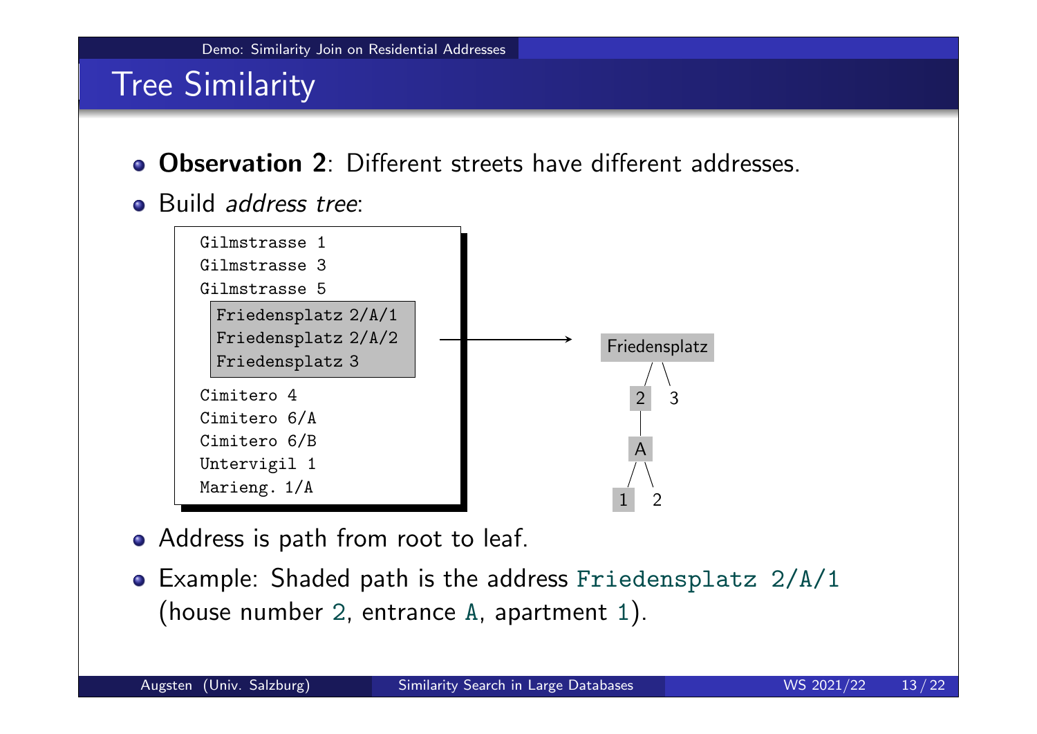## Tree Similarity

- **Observation 2**: Different streets have different addresses.
- Build *address tree*:

```
Gilmstrasse 1
Gilmstrasse 3
Gilmstrasse 5
  Friedensplatz 2/A/1
  Friedensplatz 2/A/2
  Friedensplatz 3
Cimitero 4
Cimitero 6/A
Cimitero 6/B
Untervigil 1
Marieng. 1/A
```

```
Friedensplatz
   /     \
  2       3
  |
  A
 / \
1   2
```

- Address is path from root to leaf.
- Example: Shaded path is the address `Friedensplatz 2/A/1` (house number `2`, entrance `A`, apartment `1`).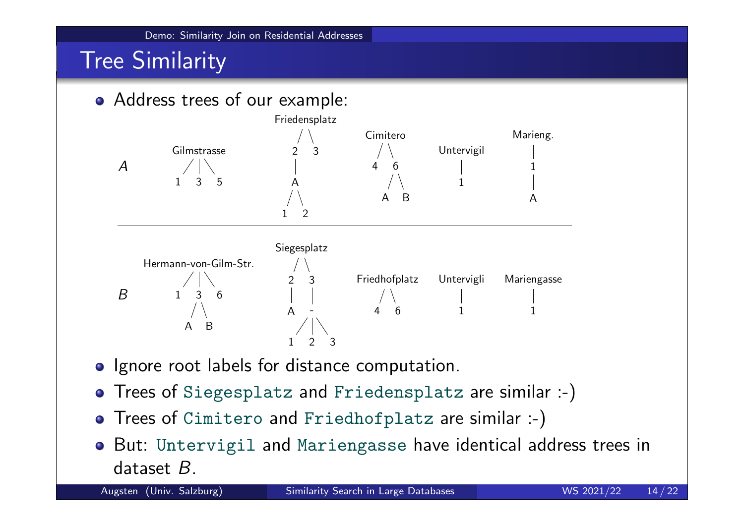# Tree Similarity

- Address trees of our example:

**A**

```
Gilmstrasse          Friedensplatz          Cimitero        Untervigil      Marieng.
  /  |  \              /   \                 /   \              |               |
 1   3   5            2     3               4     6             1               1
                      |                          / \                            |
                      A                         A   B                           A
                     / \
                    1   2
```

**B**

```
Hermann-von-Gilm-Str.     Siegesplatz        Friedhofplatz    Untervigli    Mariengasse
   /  |  \                  /   \               /   \             |              |
  1   3   6                2     3             4     6            1              1
     / \                   |     |
    A   B                  A     -
                                /|\
                               1 2 3
```

- Ignore root labels for distance computation.
- Trees of `Siegesplatz` and `Friedensplatz` are similar :-)
- Trees of `Cimitero` and `Friedhofplatz` are similar :-)
- But: `Untervigil` and `Mariengasse` have identical address trees in dataset $B$.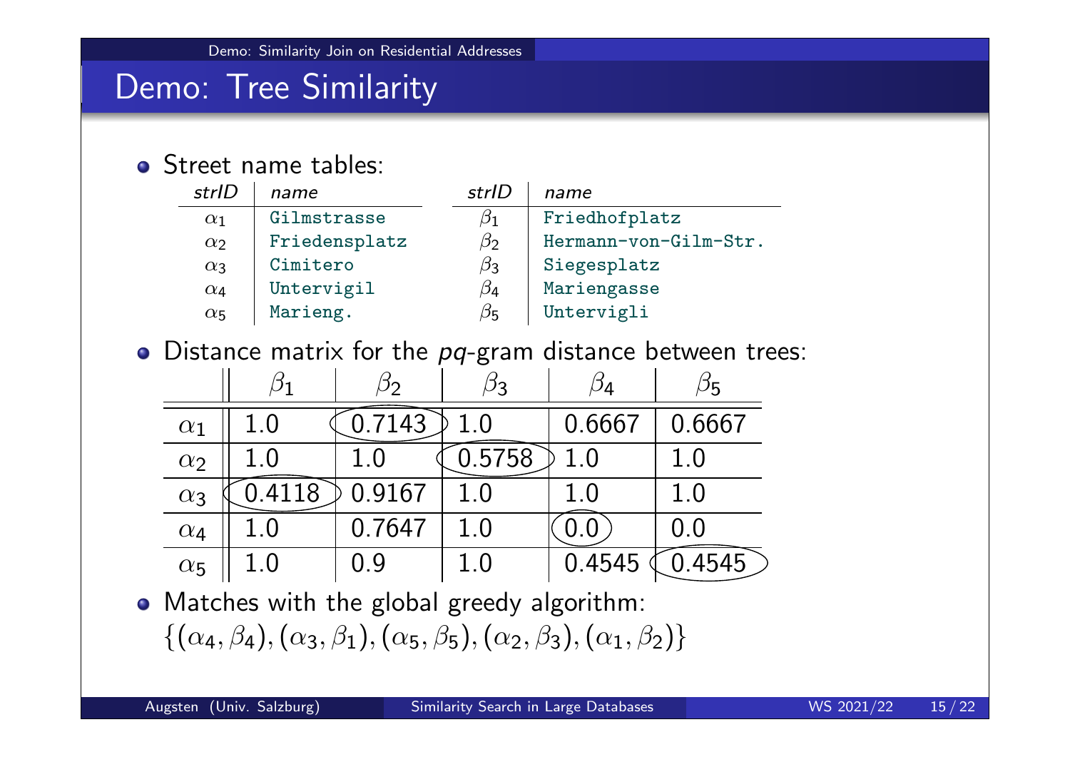# Demo: Tree Similarity

- Street name tables:

| strID | name |
|---|---|
| $\alpha_1$ | `Gilmstrasse` |
| $\alpha_2$ | `Friedensplatz` |
| $\alpha_3$ | `Cimitero` |
| $\alpha_4$ | `Untervigil` |
| $\alpha_5$ | `Marieng.` |

| strID | name |
|---|---|
| $\beta_1$ | `Friedhofplatz` |
| $\beta_2$ | `Hermann-von-Gilm-Str.` |
| $\beta_3$ | `Siegesplatz` |
| $\beta_4$ | `Mariengasse` |
| $\beta_5$ | `Untervigli` |

- Distance matrix for the *pq*-gram distance between trees:

| | $\beta_1$ | $\beta_2$ | $\beta_3$ | $\beta_4$ | $\beta_5$ |
|---|---|---|---|---|---|
| $\alpha_1$ | 1.0 | 0.7143 | 1.0 | 0.6667 | 0.6667 |
| $\alpha_2$ | 1.0 | 1.0 | 0.5758 | 1.0 | 1.0 |
| $\alpha_3$ | 0.4118 | 0.9167 | 1.0 | 1.0 | 1.0 |
| $\alpha_4$ | 1.0 | 0.7647 | 1.0 | 0.0 | 0.0 |
| $\alpha_5$ | 1.0 | 0.9 | 1.0 | 0.4545 | 0.4545 |

- Matches with the global greedy algorithm:
  $\{(\alpha_4, \beta_4), (\alpha_3, \beta_1), (\alpha_5, \beta_5), (\alpha_2, \beta_3), (\alpha_1, \beta_2)\}$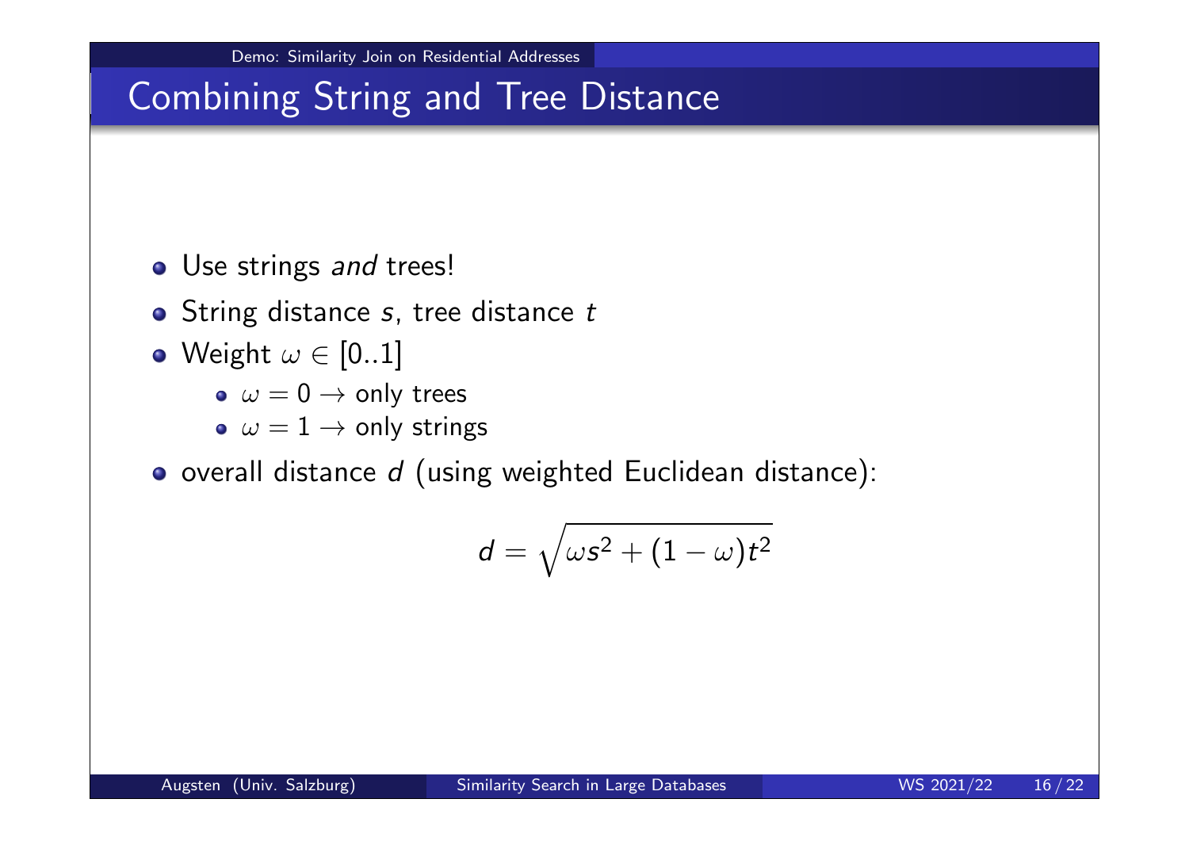## Combining String and Tree Distance

- Use strings *and* trees!
- String distance $s$, tree distance $t$
- Weight $\omega \in [0..1]$
  - $\omega = 0 \rightarrow$ only trees
  - $\omega = 1 \rightarrow$ only strings
- overall distance $d$ (using weighted Euclidean distance):

$$d = \sqrt{\omega s^2 + (1 - \omega)t^2}$$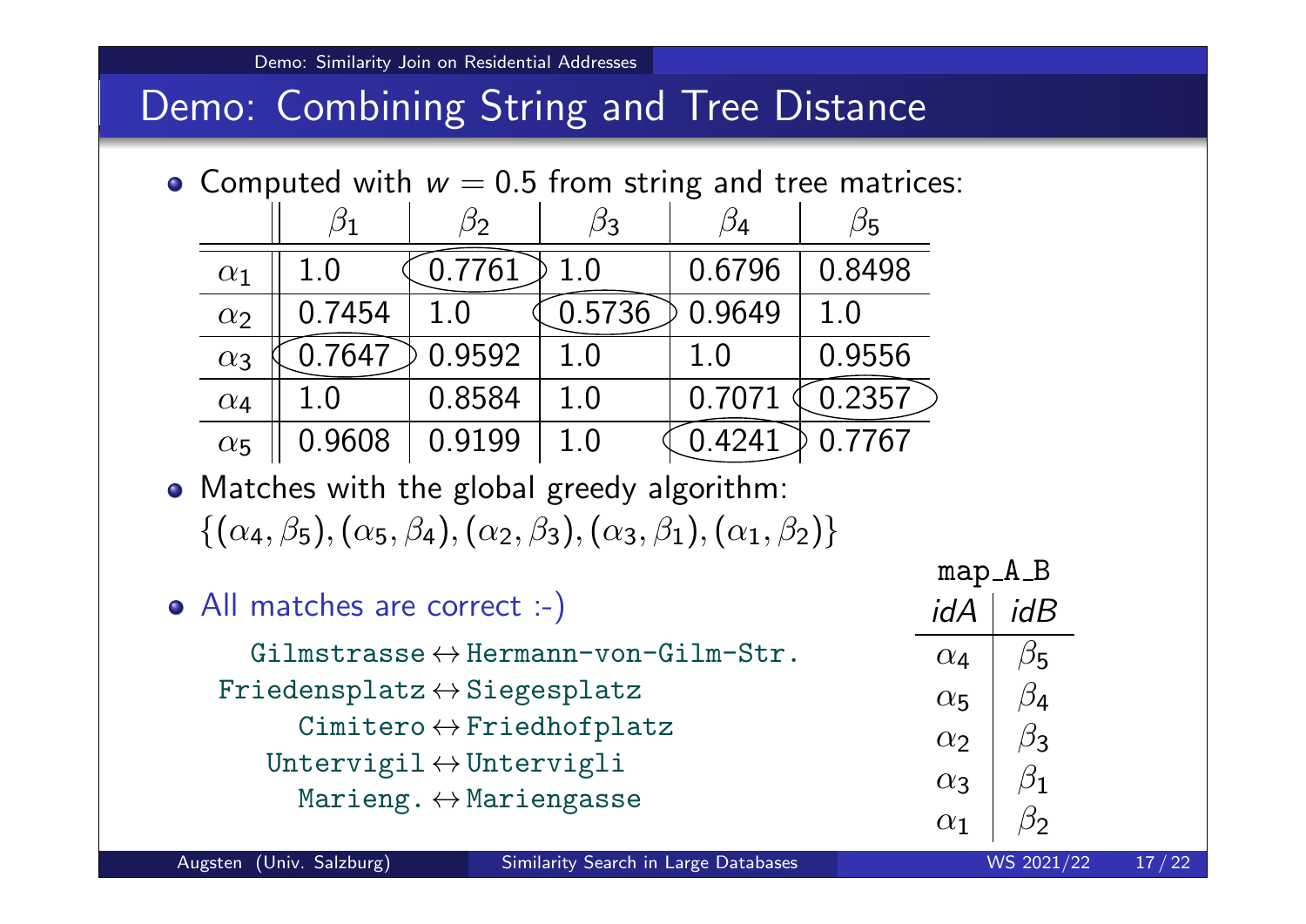# Demo: Combining String and Tree Distance

- Computed with $w = 0.5$ from string and tree matrices:

| | $\beta_1$ | $\beta_2$ | $\beta_3$ | $\beta_4$ | $\beta_5$ |
|---|---|---|---|---|---|
| $\alpha_1$ | 1.0 | (0.7761) | 1.0 | 0.6796 | 0.8498 |
| $\alpha_2$ | 0.7454 | 1.0 | (0.5736) | 0.9649 | 1.0 |
| $\alpha_3$ | (0.7647) | 0.9592 | 1.0 | 1.0 | 0.9556 |
| $\alpha_4$ | 1.0 | 0.8584 | 1.0 | 0.7071 | (0.2357) |
| $\alpha_5$ | 0.9608 | 0.9199 | 1.0 | (0.4241) | 0.7767 |

- Matches with the global greedy algorithm:
  $\{(\alpha_4, \beta_5), (\alpha_5, \beta_4), (\alpha_2, \beta_3), (\alpha_3, \beta_1), (\alpha_1, \beta_2)\}$

- All matches are correct :-)

```
    Gilmstrasse ↔ Hermann-von-Gilm-Str.
 Friedensplatz ↔ Siegesplatz
       Cimitero ↔ Friedhofplatz
    Untervigil ↔ Untervigli
       Marieng. ↔ Mariengasse
```

map_A_B

| *idA* | *idB* |
|---|---|
| $\alpha_4$ | $\beta_5$ |
| $\alpha_5$ | $\beta_4$ |
| $\alpha_2$ | $\beta_3$ |
| $\alpha_3$ | $\beta_1$ |
| $\alpha_1$ | $\beta_2$ |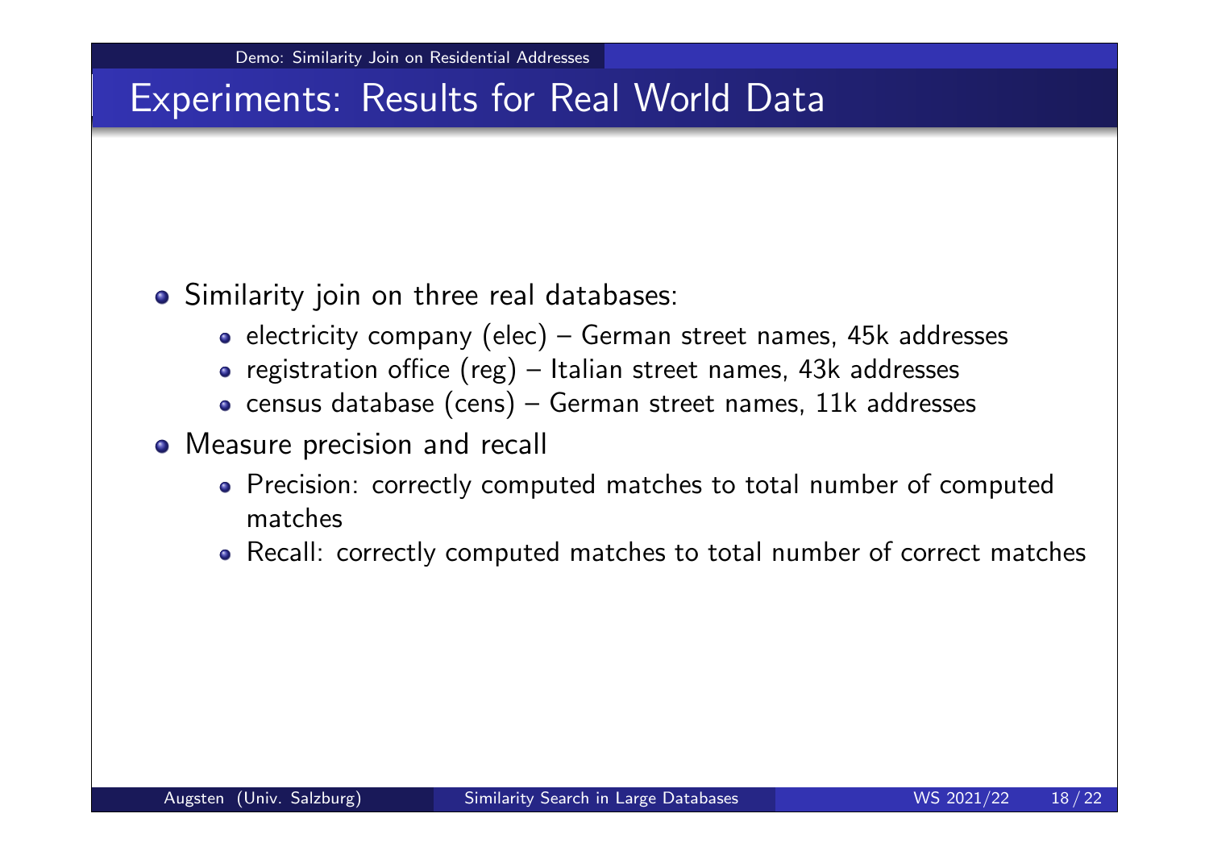## Experiments: Results for Real World Data

- Similarity join on three real databases:
  - electricity company (elec) – German street names, 45k addresses
  - registration office (reg) – Italian street names, 43k addresses
  - census database (cens) – German street names, 11k addresses
- Measure precision and recall
  - Precision: correctly computed matches to total number of computed matches
  - Recall: correctly computed matches to total number of correct matches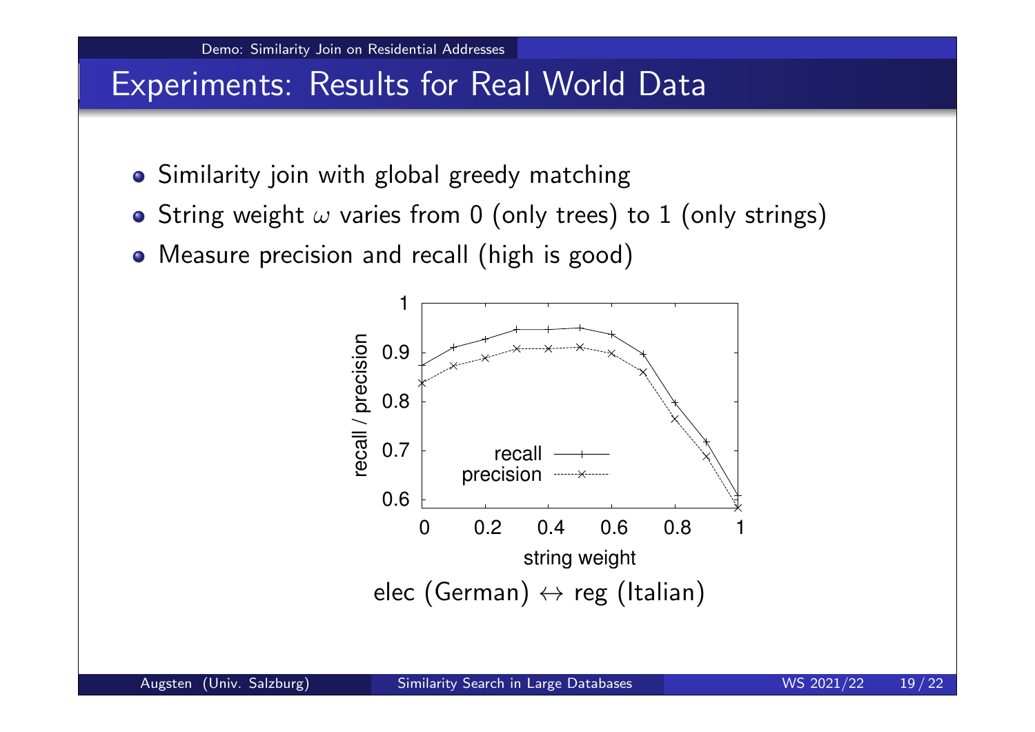# Experiments: Results for Real World Data

- Similarity join with global greedy matching
- String weight $\omega$ varies from 0 (only trees) to 1 (only strings)
- Measure precision and recall (high is good)

elec (German) $\leftrightarrow$ reg (Italian)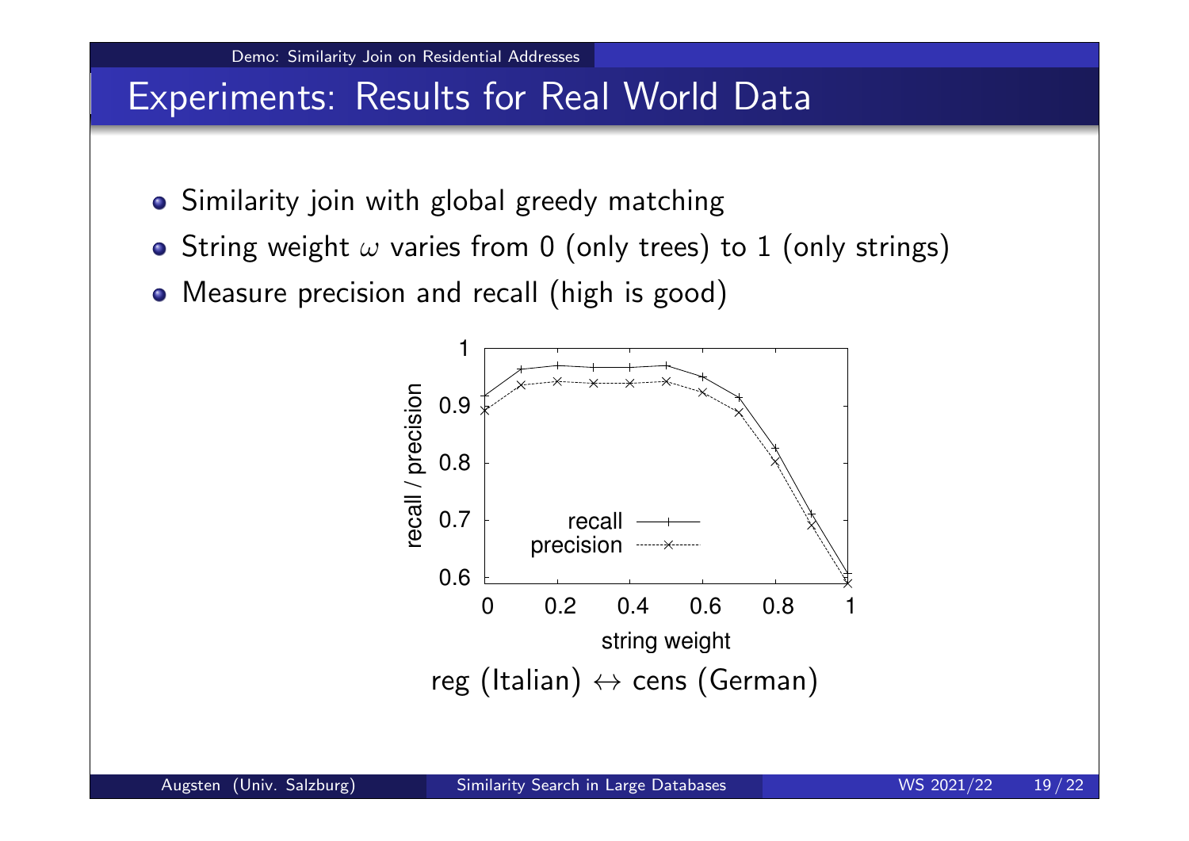## Experiments: Results for Real World Data

- Similarity join with global greedy matching
- String weight $\omega$ varies from 0 (only trees) to 1 (only strings)
- Measure precision and recall (high is good)

reg (Italian) $\leftrightarrow$ cens (German)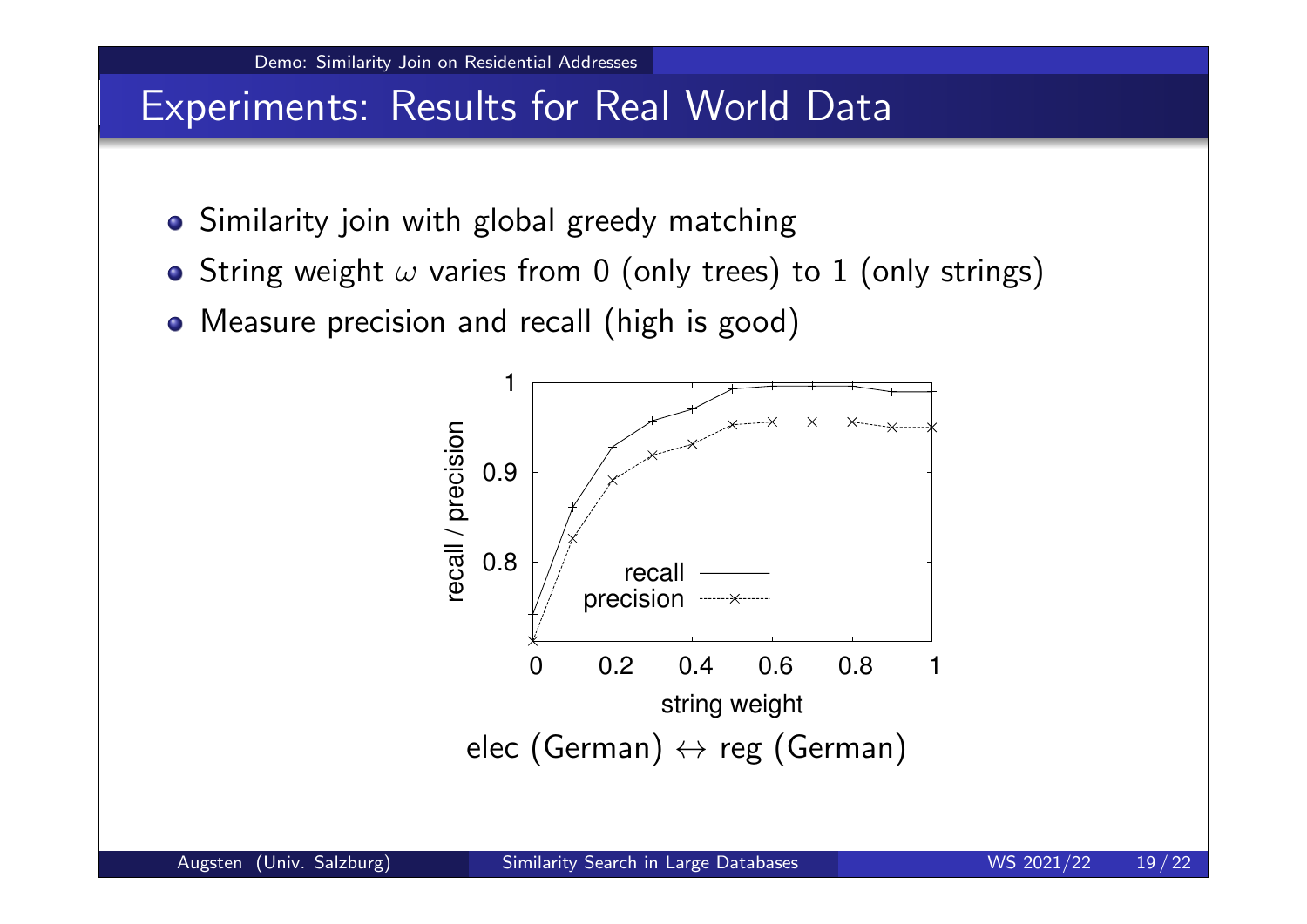# Experiments: Results for Real World Data

- Similarity join with global greedy matching
- String weight $\omega$ varies from 0 (only trees) to 1 (only strings)
- Measure precision and recall (high is good)

elec (German) $\leftrightarrow$ reg (German)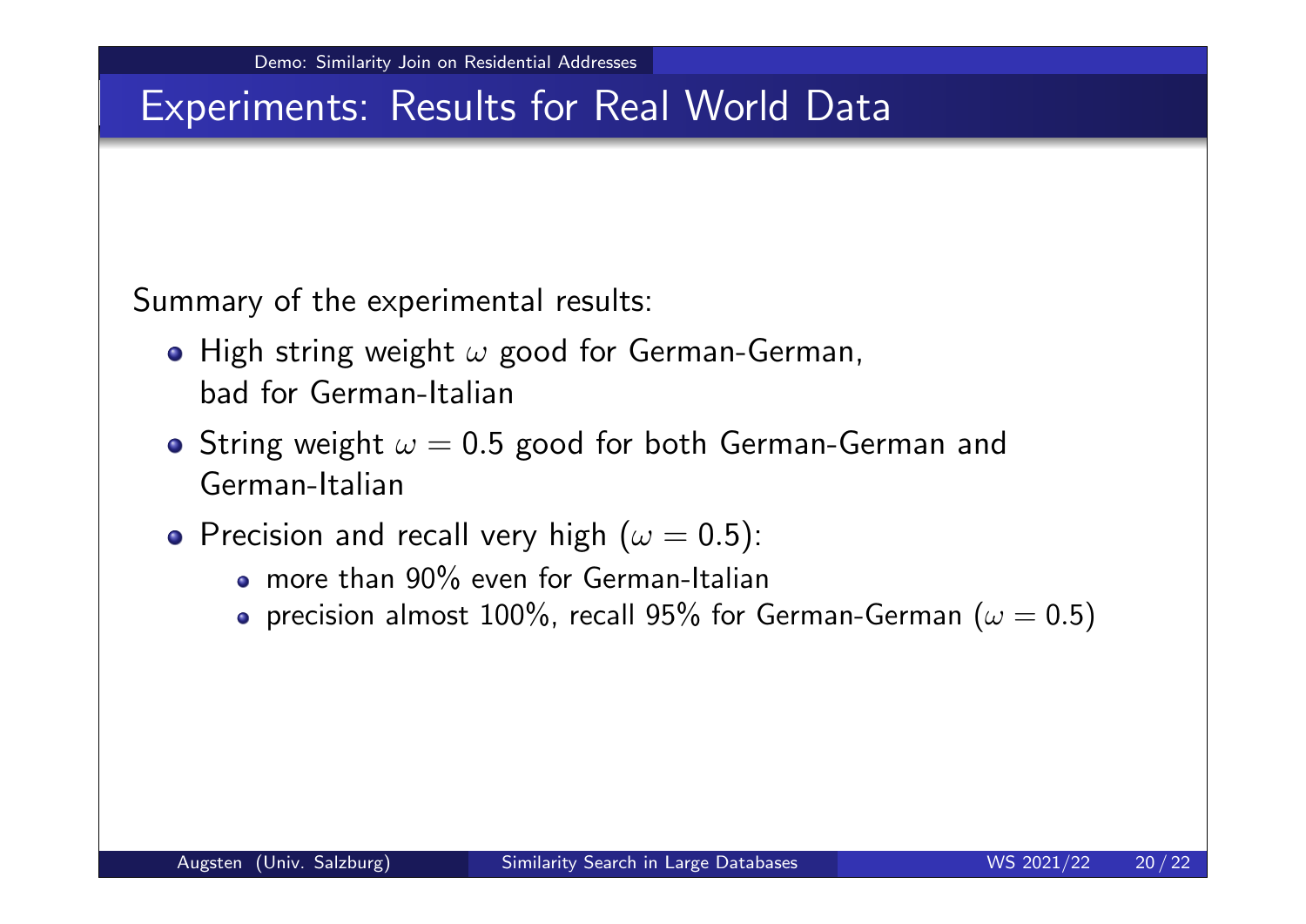# Experiments: Results for Real World Data

Summary of the experimental results:

- High string weight $\omega$ good for German-German, bad for German-Italian
- String weight $\omega = 0.5$ good for both German-German and German-Italian
- Precision and recall very high ($\omega = 0.5$):
  - more than 90% even for German-Italian
  - precision almost 100%, recall 95% for German-German ($\omega = 0.5$)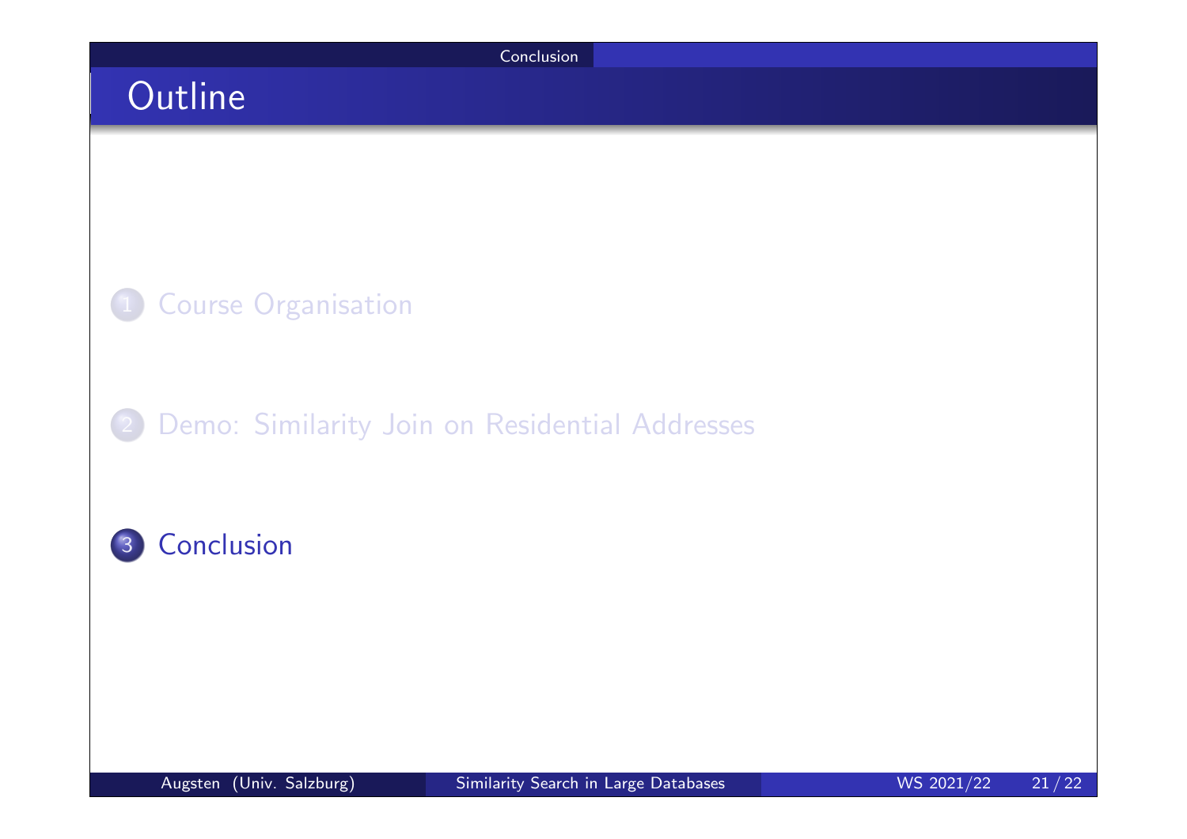# Outline

1. Course Organisation
2. Demo: Similarity Join on Residential Addresses
3. Conclusion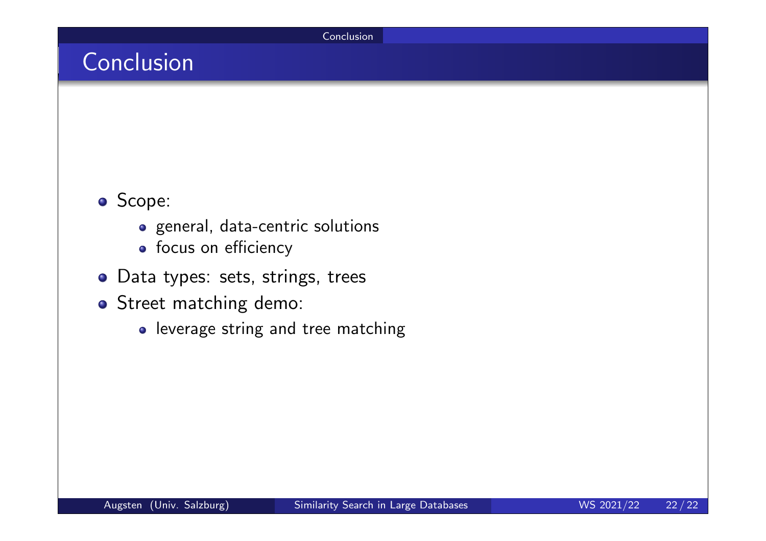# Conclusion

- Scope:
  - general, data-centric solutions
  - focus on efficiency
- Data types: sets, strings, trees
- Street matching demo:
  - leverage string and tree matching